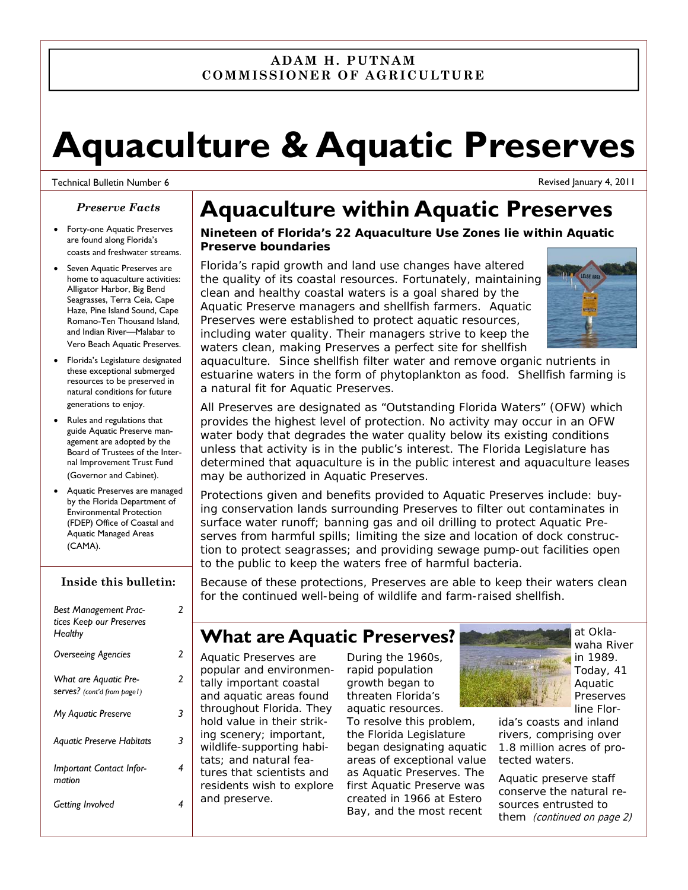**ADAM H. PUTNAM**
**COMMISSIONER OF AGRICULTURE**

# Aquaculture & Aquatic Preserves

Technical Bulletin Number 6

Revised January 4, 2011

### *Preserve Facts*

- Forty-one Aquatic Preserves are found along Florida's coasts and freshwater streams.
- Seven Aquatic Preserves are home to aquaculture activities: Alligator Harbor, Big Bend Seagrasses, Terra Ceia, Cape Haze, Pine Island Sound, Cape Romano-Ten Thousand Island, and Indian River—Malabar to Vero Beach Aquatic Preserves.
- Florida's Legislature designated these exceptional submerged resources to be preserved in natural conditions for future generations to enjoy.
- Rules and regulations that guide Aquatic Preserve management are adopted by the Board of Trustees of the Internal Improvement Trust Fund (Governor and Cabinet).
- Aquatic Preserves are managed by the Florida Department of Environmental Protection (FDEP) Office of Coastal and Aquatic Managed Areas (CAMA).

### Inside this bulletin:

| | |
|---|---|
| *Best Management Practices Keep our Preserves Healthy* | 2 |
| *Overseeing Agencies* | 2 |
| *What are Aquatic Preserves? (cont'd from page1)* | 2 |
| *My Aquatic Preserve* | 3 |
| *Aquatic Preserve Habitats* | 3 |
| *Important Contact Information* | 4 |
| *Getting Involved* | 4 |

## Aquaculture within Aquatic Preserves

**Nineteen of Florida's 22 Aquaculture Use Zones lie within Aquatic Preserve boundaries**

Florida's rapid growth and land use changes have altered the quality of its coastal resources. Fortunately, maintaining clean and healthy coastal waters is a goal shared by the Aquatic Preserve managers and shellfish farmers. Aquatic Preserves were established to protect aquatic resources, including water quality. Their managers strive to keep the waters clean, making Preserves a perfect site for shellfish aquaculture. Since shellfish filter water and remove organic nutrients in estuarine waters in the form of phytoplankton as food. Shellfish farming is a natural fit for Aquatic Preserves.

All Preserves are designated as "Outstanding Florida Waters" (OFW) which provides the highest level of protection. No activity may occur in an OFW water body that degrades the water quality below its existing conditions unless that activity is in the public's interest. The Florida Legislature has determined that aquaculture is in the public interest and aquaculture leases may be authorized in Aquatic Preserves.

Protections given and benefits provided to Aquatic Preserves include: buying conservation lands surrounding Preserves to filter out contaminates in surface water runoff; banning gas and oil drilling to protect Aquatic Preserves from harmful spills; limiting the size and location of dock construction to protect seagrasses; and providing sewage pump-out facilities open to the public to keep the waters free of harmful bacteria.

Because of these protections, Preserves are able to keep their waters clean for the continued well-being of wildlife and farm-raised shellfish.

## What are Aquatic Preserves?

Aquatic Preserves are popular and environmentally important coastal and aquatic areas found throughout Florida. They hold value in their striking scenery; important, wildlife-supporting habitats; and natural features that scientists and residents wish to explore and preserve.

During the 1960s, rapid population growth began to threaten Florida's aquatic resources. To resolve this problem, the Florida Legislature began designating aquatic areas of exceptional value as Aquatic Preserves. The first Aquatic Preserve was created in 1966 at Estero Bay, and the most recent at Oklawaha River in 1989. Today, 41 Aquatic Preserves line Florida's coasts and inland rivers, comprising over 1.8 million acres of protected waters.

Aquatic preserve staff conserve the natural resources entrusted to them *(continued on page 2)*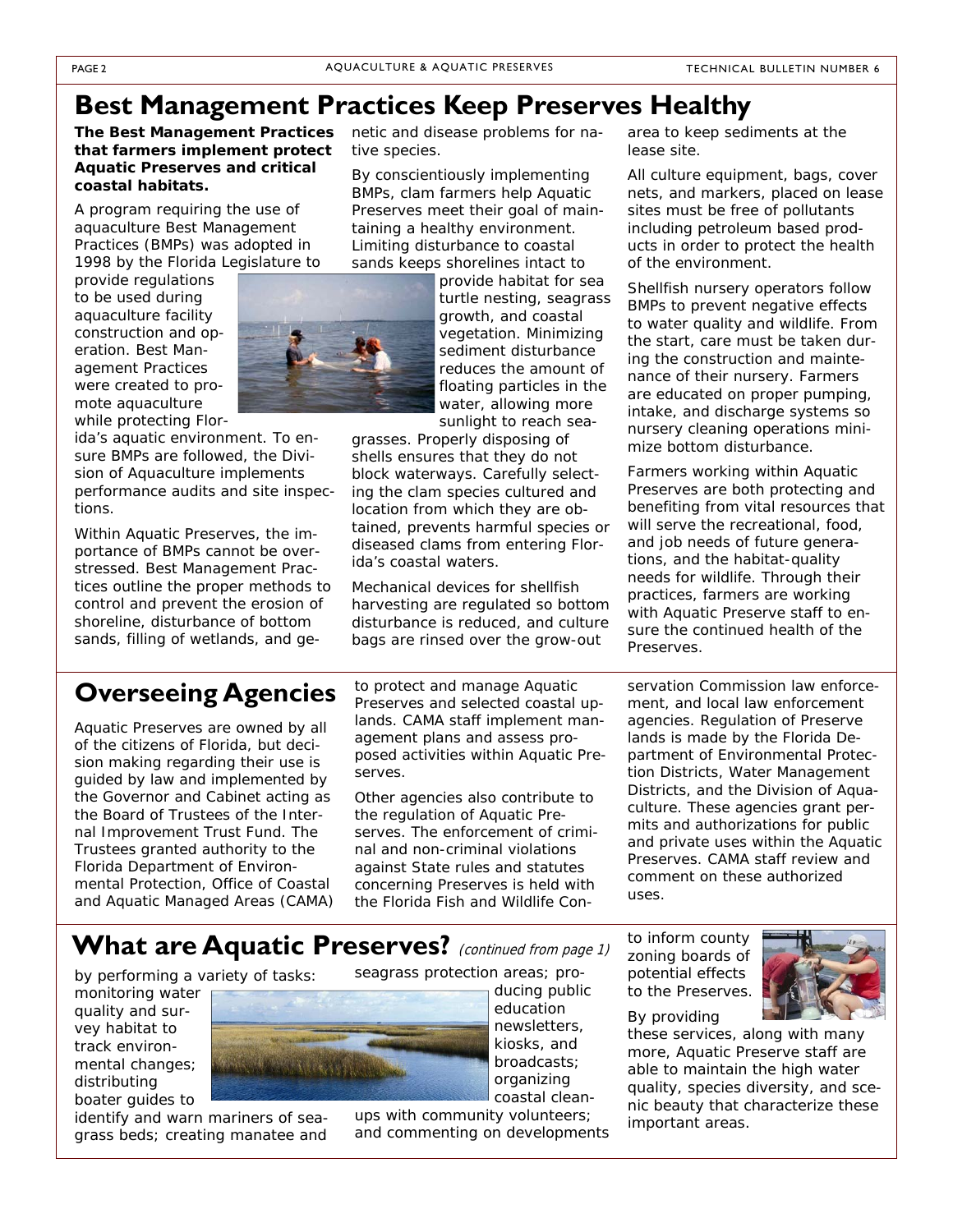## Best Management Practices Keep Preserves Healthy

**The Best Management Practices that farmers implement protect Aquatic Preserves and critical coastal habitats.**

A program requiring the use of aquaculture Best Management Practices (BMPs) was adopted in 1998 by the Florida Legislature to provide regulations to be used during aquaculture facility construction and operation. Best Management Practices were created to promote aquaculture while protecting Florida's aquatic environment. To ensure BMPs are followed, the Division of Aquaculture implements performance audits and site inspections.

Within Aquatic Preserves, the importance of BMPs cannot be overstressed. Best Management Practices outline the proper methods to control and prevent the erosion of shoreline, disturbance of bottom sands, filling of wetlands, and genetic and disease problems for native species.

By conscientiously implementing BMPs, clam farmers help Aquatic Preserves meet their goal of maintaining a healthy environment. Limiting disturbance to coastal sands keeps shorelines intact to provide habitat for sea turtle nesting, seagrass growth, and coastal vegetation. Minimizing sediment disturbance reduces the amount of floating particles in the water, allowing more sunlight to reach seagrasses. Properly disposing of shells ensures that they do not block waterways. Carefully selecting the clam species cultured and location from which they are obtained, prevents harmful species or diseased clams from entering Florida's coastal waters.

Mechanical devices for shellfish harvesting are regulated so bottom disturbance is reduced, and culture bags are rinsed over the grow-out area to keep sediments at the lease site.

All culture equipment, bags, cover nets, and markers, placed on lease sites must be free of pollutants including petroleum based products in order to protect the health of the environment.

Shellfish nursery operators follow BMPs to prevent negative effects to water quality and wildlife. From the start, care must be taken during the construction and maintenance of their nursery. Farmers are educated on proper pumping, intake, and discharge systems so nursery cleaning operations minimize bottom disturbance.

Farmers working within Aquatic Preserves are both protecting and benefiting from vital resources that will serve the recreational, food, and job needs of future generations, and the habitat-quality needs for wildlife. Through their practices, farmers are working with Aquatic Preserve staff to ensure the continued health of the Preserves.

## Overseeing Agencies

Aquatic Preserves are owned by all of the citizens of Florida, but decision making regarding their use is guided by law and implemented by the Governor and Cabinet acting as the Board of Trustees of the Internal Improvement Trust Fund. The Trustees granted authority to the Florida Department of Environmental Protection, Office of Coastal and Aquatic Managed Areas (CAMA) to protect and manage Aquatic Preserves and selected coastal uplands. CAMA staff implement management plans and assess proposed activities within Aquatic Preserves.

Other agencies also contribute to the regulation of Aquatic Preserves. The enforcement of criminal and non-criminal violations against State rules and statutes concerning Preserves is held with the Florida Fish and Wildlife Conservation Commission law enforcement, and local law enforcement agencies. Regulation of Preserve lands is made by the Florida Department of Environmental Protection Districts, Water Management Districts, and the Division of Aquaculture. These agencies grant permits and authorizations for public and private uses within the Aquatic Preserves. CAMA staff review and comment on these authorized uses.

## What are Aquatic Preserves? *(continued from page 1)*

by performing a variety of tasks: monitoring water quality and survey habitat to track environmental changes; distributing boater guides to identify and warn mariners of seagrass beds; creating manatee and seagrass protection areas; producing public education newsletters, kiosks, and broadcasts; organizing coastal cleanups with community volunteers; and commenting on developments to inform county zoning boards of potential effects to the Preserves.

By providing these services, along with many more, Aquatic Preserve staff are able to maintain the high water quality, species diversity, and scenic beauty that characterize these important areas.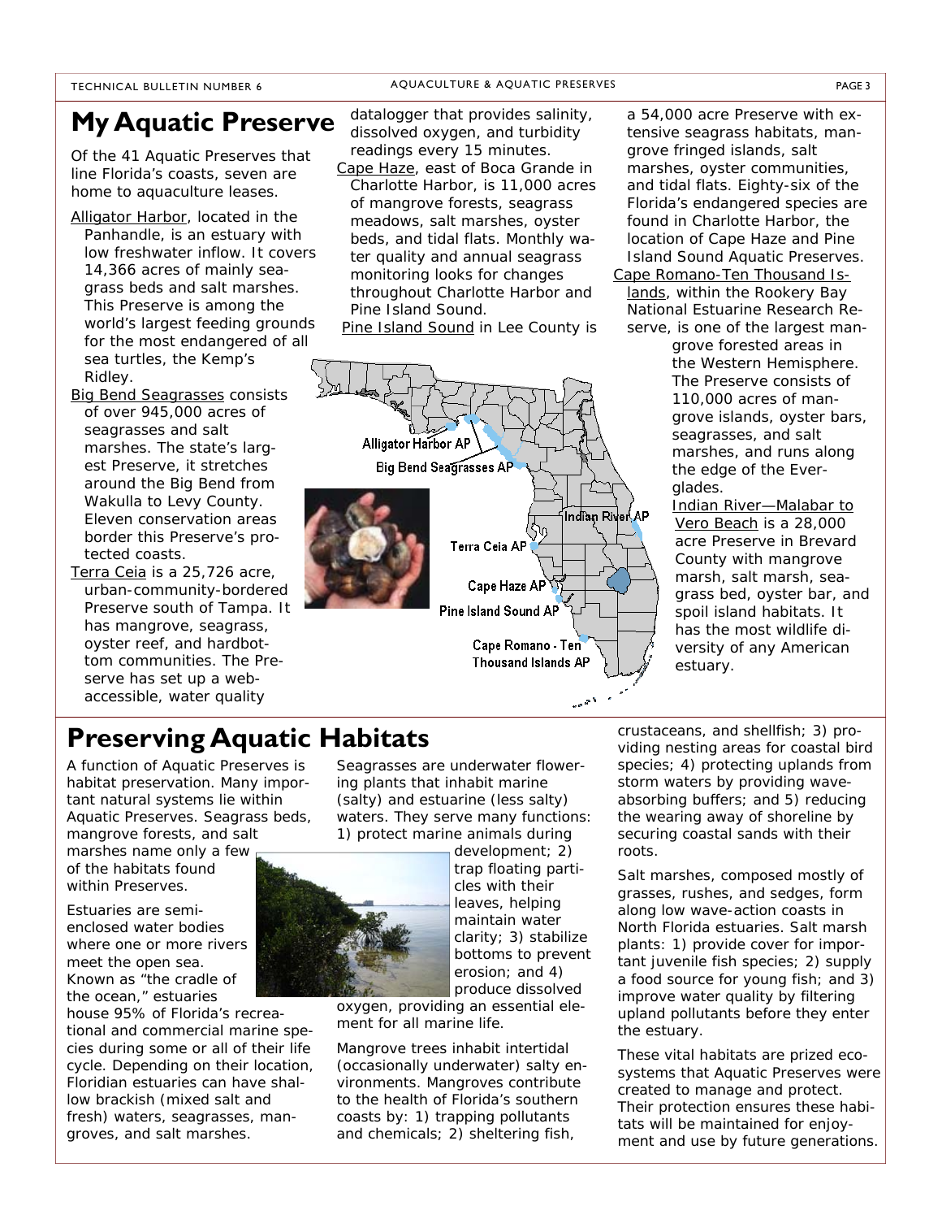## My Aquatic Preserve

Of the 41 Aquatic Preserves that line Florida's coasts, seven are home to aquaculture leases.

Alligator Harbor, located in the Panhandle, is an estuary with low freshwater inflow. It covers 14,366 acres of mainly seagrass beds and salt marshes. This Preserve is among the world's largest feeding grounds for the most endangered of all sea turtles, the Kemp's Ridley.

Big Bend Seagrasses consists of over 945,000 acres of seagrasses and salt marshes. The state's largest Preserve, it stretches around the Big Bend from Wakulla to Levy County. Eleven conservation areas border this Preserve's protected coasts.

Terra Ceia is a 25,726 acre, urban-community-bordered Preserve south of Tampa. It has mangrove, seagrass, oyster reef, and hardbottom communities. The Preserve has set up a web-accessible, water quality datalogger that provides salinity, dissolved oxygen, and turbidity readings every 15 minutes.

Cape Haze, east of Boca Grande in Charlotte Harbor, is 11,000 acres of mangrove forests, seagrass meadows, salt marshes, oyster beds, and tidal flats. Monthly water quality and annual seagrass monitoring looks for changes throughout Charlotte Harbor and Pine Island Sound.

Pine Island Sound in Lee County is a 54,000 acre Preserve with extensive seagrass habitats, mangrove fringed islands, salt marshes, oyster communities, and tidal flats. Eighty-six of the Florida's endangered species are found in Charlotte Harbor, the location of Cape Haze and Pine Island Sound Aquatic Preserves.

Cape Romano-Ten Thousand Islands, within the Rookery Bay National Estuarine Research Reserve, is one of the largest mangrove forested areas in the Western Hemisphere. The Preserve consists of 110,000 acres of mangrove islands, oyster bars, seagrasses, and salt marshes, and runs along the edge of the Everglades.

Indian River—Malabar to Vero Beach is a 28,000 acre Preserve in Brevard County with mangrove marsh, salt marsh, seagrass bed, oyster bar, and spoil island habitats. It has the most wildlife diversity of any American estuary.

## Preserving Aquatic Habitats

A function of Aquatic Preserves is habitat preservation. Many important natural systems lie within Aquatic Preserves. Seagrass beds, mangrove forests, and salt marshes name only a few of the habitats found within Preserves.

Estuaries are semi-enclosed water bodies where one or more rivers meet the open sea. Known as "the cradle of the ocean," estuaries house 95% of Florida's recreational and commercial marine species during some or all of their life cycle. Depending on their location, Floridian estuaries can have shallow brackish (mixed salt and fresh) waters, seagrasses, mangroves, and salt marshes.

Seagrasses are underwater flowering plants that inhabit marine (salty) and estuarine (less salty) waters. They serve many functions: 1) protect marine animals during development; 2) trap floating particles with their leaves, helping maintain water clarity; 3) stabilize bottoms to prevent erosion; and 4) produce dissolved oxygen, providing an essential element for all marine life.

Mangrove trees inhabit intertidal (occasionally underwater) salty environments. Mangroves contribute to the health of Florida's southern coasts by: 1) trapping pollutants and chemicals; 2) sheltering fish, crustaceans, and shellfish; 3) providing nesting areas for coastal bird species; 4) protecting uplands from storm waters by providing wave-absorbing buffers; and 5) reducing the wearing away of shoreline by securing coastal sands with their roots.

Salt marshes, composed mostly of grasses, rushes, and sedges, form along low wave-action coasts in North Florida estuaries. Salt marsh plants: 1) provide cover for important juvenile fish species; 2) supply a food source for young fish; and 3) improve water quality by filtering upland pollutants before they enter the estuary.

These vital habitats are prized ecosystems that Aquatic Preserves were created to manage and protect. Their protection ensures these habitats will be maintained for enjoyment and use by future generations.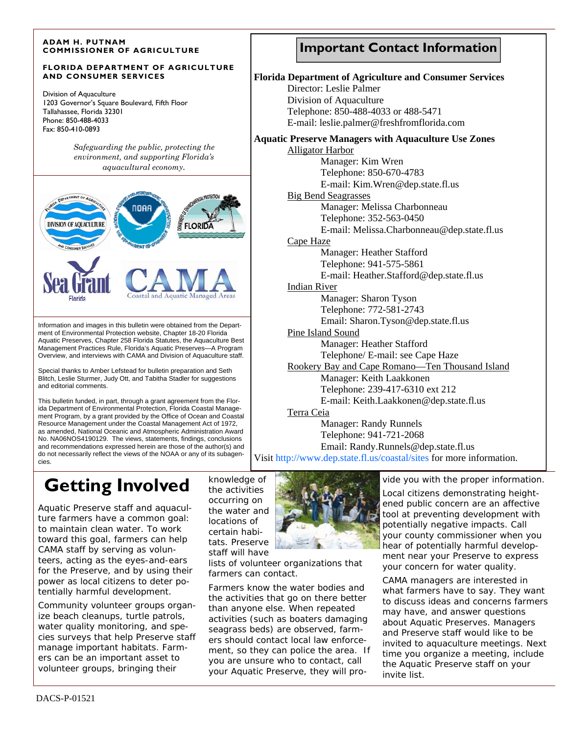**ADAM H. PUTNAM**
**COMMISSIONER OF AGRICULTURE**

**FLORIDA DEPARTMENT OF AGRICULTURE AND CONSUMER SERVICES**

Division of Aquaculture
1203 Governor's Square Boulevard, Fifth Floor
Tallahassee, Florida 32301
Phone: 850-488-4033
Fax: 850-410-0893

*Safeguarding the public, protecting the environment, and supporting Florida's aquacultural economy.*

Information and images in this bulletin were obtained from the Department of Environmental Protection website, Chapter 18-20 Florida Aquatic Preserves, Chapter 258 Florida Statutes, the Aquaculture Best Management Practices Rule, Florida's Aquatic Preserves—A Program Overview, and interviews with CAMA and Division of Aquaculture staff.

Special thanks to Amber Lefstead for bulletin preparation and Seth Blitch, Leslie Sturmer, Judy Ott, and Tabitha Stadler for suggestions and editorial comments.

This bulletin funded, in part, through a grant agreement from the Florida Department of Environmental Protection, Florida Coastal Management Program, by a grant provided by the Office of Ocean and Coastal Resource Management under the Coastal Management Act of 1972, as amended, National Oceanic and Atmospheric Administration Award No. NA06NOS4190129. The views, statements, findings, conclusions and recommendations expressed herein are those of the author(s) and do not necessarily reflect the views of the NOAA or any of its subagencies.

## Important Contact Information

**Florida Department of Agriculture and Consumer Services**
Director: Leslie Palmer
Division of Aquaculture
Telephone: 850-488-4033 or 488-5471
E-mail: leslie.palmer@freshfromflorida.com

**Aquatic Preserve Managers with Aquaculture Use Zones**

Alligator Harbor
Manager: Kim Wren
Telephone: 850-670-4783
E-mail: Kim.Wren@dep.state.fl.us

Big Bend Seagrasses
Manager: Melissa Charbonneau
Telephone: 352-563-0450
E-mail: Melissa.Charbonneau@dep.state.fl.us

Cape Haze
Manager: Heather Stafford
Telephone: 941-575-5861
E-mail: Heather.Stafford@dep.state.fl.us

Indian River
Manager: Sharon Tyson
Telephone: 772-581-2743
Email: Sharon.Tyson@dep.state.fl.us

Pine Island Sound
Manager: Heather Stafford
Telephone/ E-mail: see Cape Haze

Rookery Bay and Cape Romano—Ten Thousand Island
Manager: Keith Laakkonen
Telephone: 239-417-6310 ext 212
E-mail: Keith.Laakkonen@dep.state.fl.us

Terra Ceia
Manager: Randy Runnels
Telephone: 941-721-2068
Email: Randy.Runnels@dep.state.fl.us

Visit http://www.dep.state.fl.us/coastal/sites for more information.

# Getting Involved

Aquatic Preserve staff and aquaculture farmers have a common goal: to maintain clean water. To work toward this goal, farmers can help CAMA staff by serving as volunteers, acting as the eyes-and-ears for the Preserve, and by using their power as local citizens to deter potentially harmful development.

Community volunteer groups organize beach cleanups, turtle patrols, water quality monitoring, and species surveys that help Preserve staff manage important habitats. Farmers can be an important asset to volunteer groups, bringing their knowledge of the activities occurring on the water and locations of certain habitats. Preserve staff will have lists of volunteer organizations that farmers can contact.

Farmers know the water bodies and the activities that go on there better than anyone else. When repeated activities (such as boaters damaging seagrass beds) are observed, farmers should contact local law enforcement, so they can police the area. If you are unsure who to contact, call your Aquatic Preserve, they will provide you with the proper information.

Local citizens demonstrating heightened public concern are an affective tool at preventing development with potentially negative impacts. Call your county commissioner when you hear of potentially harmful development near your Preserve to express your concern for water quality.

CAMA managers are interested in what farmers have to say. They want to discuss ideas and concerns farmers may have, and answer questions about Aquatic Preserves. Managers and Preserve staff would like to be invited to aquaculture meetings. Next time you organize a meeting, include the Aquatic Preserve staff on your invite list.

DACS-P-01521